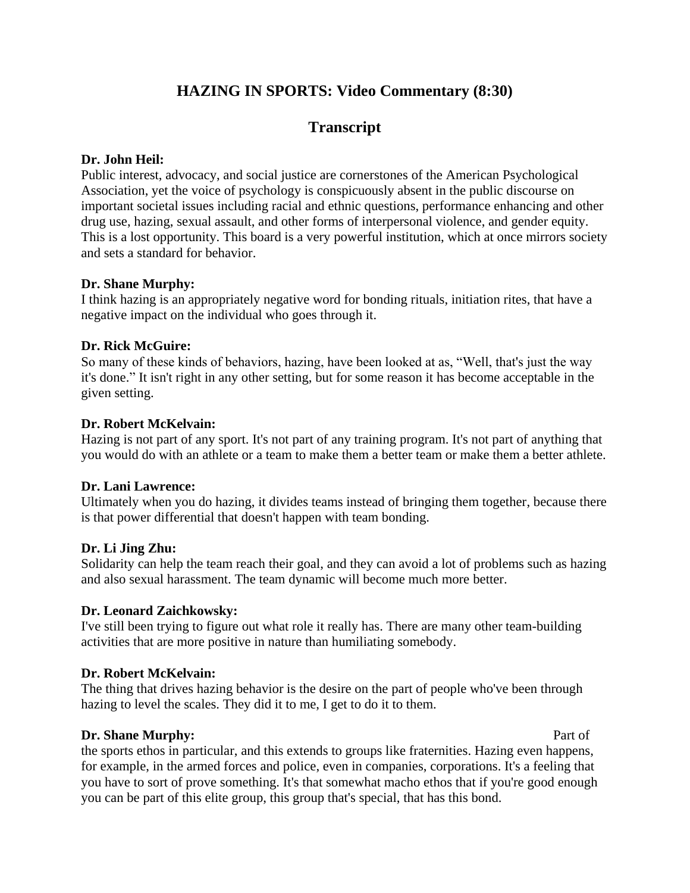# HAZING IN SPORTS: Video Commentary (8:30)

## Transcript

**Dr. John Heil:**
Public interest, advocacy, and social justice are cornerstones of the American Psychological Association, yet the voice of psychology is conspicuously absent in the public discourse on important societal issues including racial and ethnic questions, performance enhancing and other drug use, hazing, sexual assault, and other forms of interpersonal violence, and gender equity. This is a lost opportunity. This board is a very powerful institution, which at once mirrors society and sets a standard for behavior.

**Dr. Shane Murphy:**
I think hazing is an appropriately negative word for bonding rituals, initiation rites, that have a negative impact on the individual who goes through it.

**Dr. Rick McGuire:**
So many of these kinds of behaviors, hazing, have been looked at as, "Well, that's just the way it's done." It isn't right in any other setting, but for some reason it has become acceptable in the given setting.

**Dr. Robert McKelvain:**
Hazing is not part of any sport. It's not part of any training program. It's not part of anything that you would do with an athlete or a team to make them a better team or make them a better athlete.

**Dr. Lani Lawrence:**
Ultimately when you do hazing, it divides teams instead of bringing them together, because there is that power differential that doesn't happen with team bonding.

**Dr. Li Jing Zhu:**
Solidarity can help the team reach their goal, and they can avoid a lot of problems such as hazing and also sexual harassment. The team dynamic will become much more better.

**Dr. Leonard Zaichkowsky:**
I've still been trying to figure out what role it really has. There are many other team-building activities that are more positive in nature than humiliating somebody.

**Dr. Robert McKelvain:**
The thing that drives hazing behavior is the desire on the part of people who've been through hazing to level the scales. They did it to me, I get to do it to them.

**Dr. Shane Murphy:**
Part of the sports ethos in particular, and this extends to groups like fraternities. Hazing even happens, for example, in the armed forces and police, even in companies, corporations. It's a feeling that you have to sort of prove something. It's that somewhat macho ethos that if you're good enough you can be part of this elite group, this group that's special, that has this bond.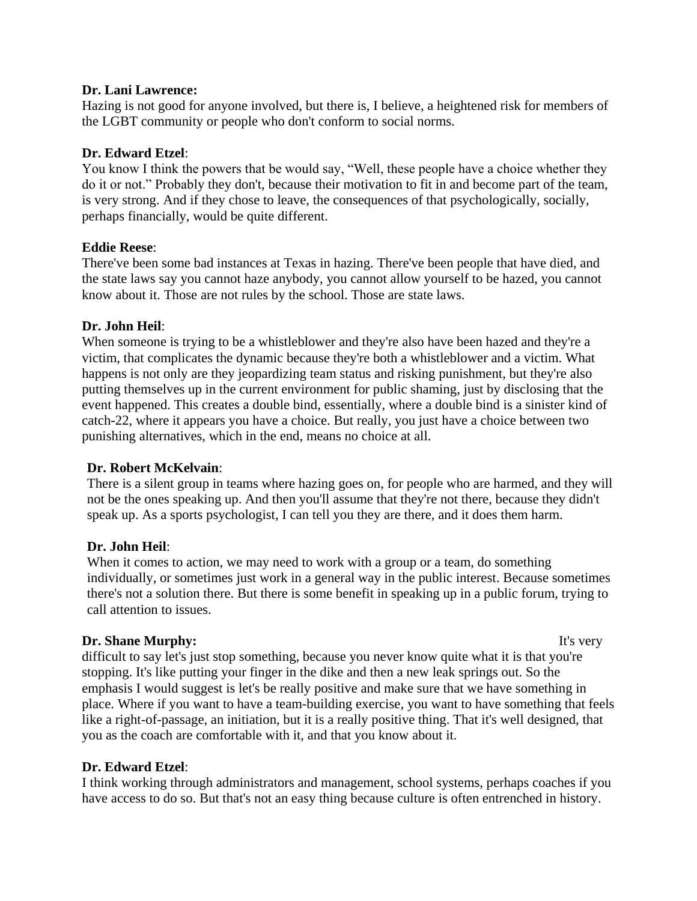**Dr. Lani Lawrence:**
Hazing is not good for anyone involved, but there is, I believe, a heightened risk for members of the LGBT community or people who don't conform to social norms.

**Dr. Edward Etzel**:
You know I think the powers that be would say, "Well, these people have a choice whether they do it or not." Probably they don't, because their motivation to fit in and become part of the team, is very strong. And if they chose to leave, the consequences of that psychologically, socially, perhaps financially, would be quite different.

**Eddie Reese**:
There've been some bad instances at Texas in hazing. There've been people that have died, and the state laws say you cannot haze anybody, you cannot allow yourself to be hazed, you cannot know about it. Those are not rules by the school. Those are state laws.

**Dr. John Heil**:
When someone is trying to be a whistleblower and they're also have been hazed and they're a victim, that complicates the dynamic because they're both a whistleblower and a victim. What happens is not only are they jeopardizing team status and risking punishment, but they're also putting themselves up in the current environment for public shaming, just by disclosing that the event happened. This creates a double bind, essentially, where a double bind is a sinister kind of catch-22, where it appears you have a choice. But really, you just have a choice between two punishing alternatives, which in the end, means no choice at all.

**Dr. Robert McKelvain**:
There is a silent group in teams where hazing goes on, for people who are harmed, and they will not be the ones speaking up. And then you'll assume that they're not there, because they didn't speak up. As a sports psychologist, I can tell you they are there, and it does them harm.

**Dr. John Heil**:
When it comes to action, we may need to work with a group or a team, do something individually, or sometimes just work in a general way in the public interest. Because sometimes there's not a solution there. But there is some benefit in speaking up in a public forum, trying to call attention to issues.

**Dr. Shane Murphy:**
It's very difficult to say let's just stop something, because you never know quite what it is that you're stopping. It's like putting your finger in the dike and then a new leak springs out. So the emphasis I would suggest is let's be really positive and make sure that we have something in place. Where if you want to have a team-building exercise, you want to have something that feels like a right-of-passage, an initiation, but it is a really positive thing. That it's well designed, that you as the coach are comfortable with it, and that you know about it.

**Dr. Edward Etzel**:
I think working through administrators and management, school systems, perhaps coaches if you have access to do so. But that's not an easy thing because culture is often entrenched in history.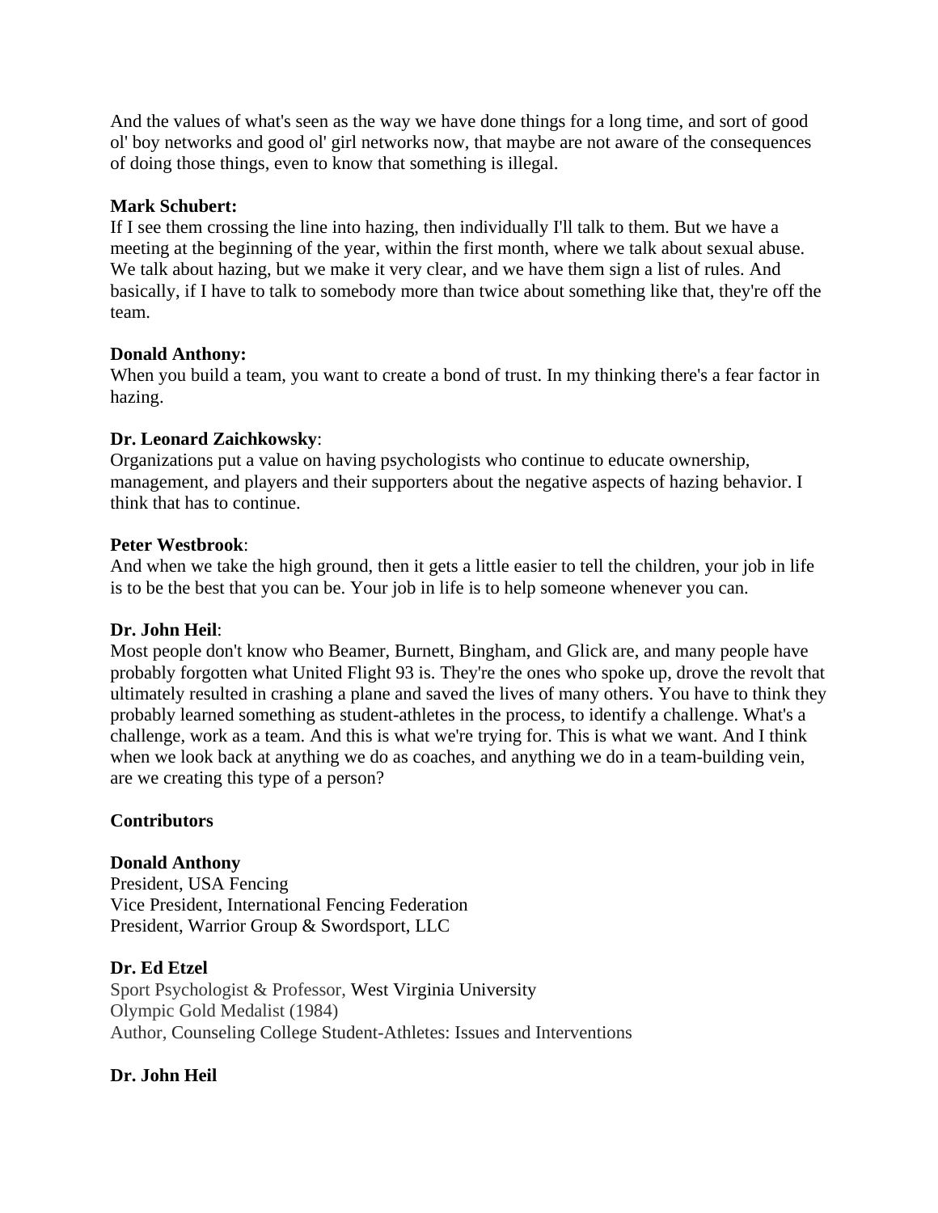And the values of what's seen as the way we have done things for a long time, and sort of good ol' boy networks and good ol' girl networks now, that maybe are not aware of the consequences of doing those things, even to know that something is illegal.

**Mark Schubert:**
If I see them crossing the line into hazing, then individually I'll talk to them. But we have a meeting at the beginning of the year, within the first month, where we talk about sexual abuse. We talk about hazing, but we make it very clear, and we have them sign a list of rules. And basically, if I have to talk to somebody more than twice about something like that, they're off the team.

**Donald Anthony:**
When you build a team, you want to create a bond of trust. In my thinking there's a fear factor in hazing.

**Dr. Leonard Zaichkowsky**:
Organizations put a value on having psychologists who continue to educate ownership, management, and players and their supporters about the negative aspects of hazing behavior. I think that has to continue.

**Peter Westbrook**:
And when we take the high ground, then it gets a little easier to tell the children, your job in life is to be the best that you can be. Your job in life is to help someone whenever you can.

**Dr. John Heil**:
Most people don't know who Beamer, Burnett, Bingham, and Glick are, and many people have probably forgotten what United Flight 93 is. They're the ones who spoke up, drove the revolt that ultimately resulted in crashing a plane and saved the lives of many others. You have to think they probably learned something as student-athletes in the process, to identify a challenge. What's a challenge, work as a team. And this is what we're trying for. This is what we want. And I think when we look back at anything we do as coaches, and anything we do in a team-building vein, are we creating this type of a person?

**Contributors**

**Donald Anthony**
President, USA Fencing
Vice President, International Fencing Federation
President, Warrior Group & Swordsport, LLC

**Dr. Ed Etzel**
Sport Psychologist & Professor, West Virginia University
Olympic Gold Medalist (1984)
Author, Counseling College Student-Athletes: Issues and Interventions

**Dr. John Heil**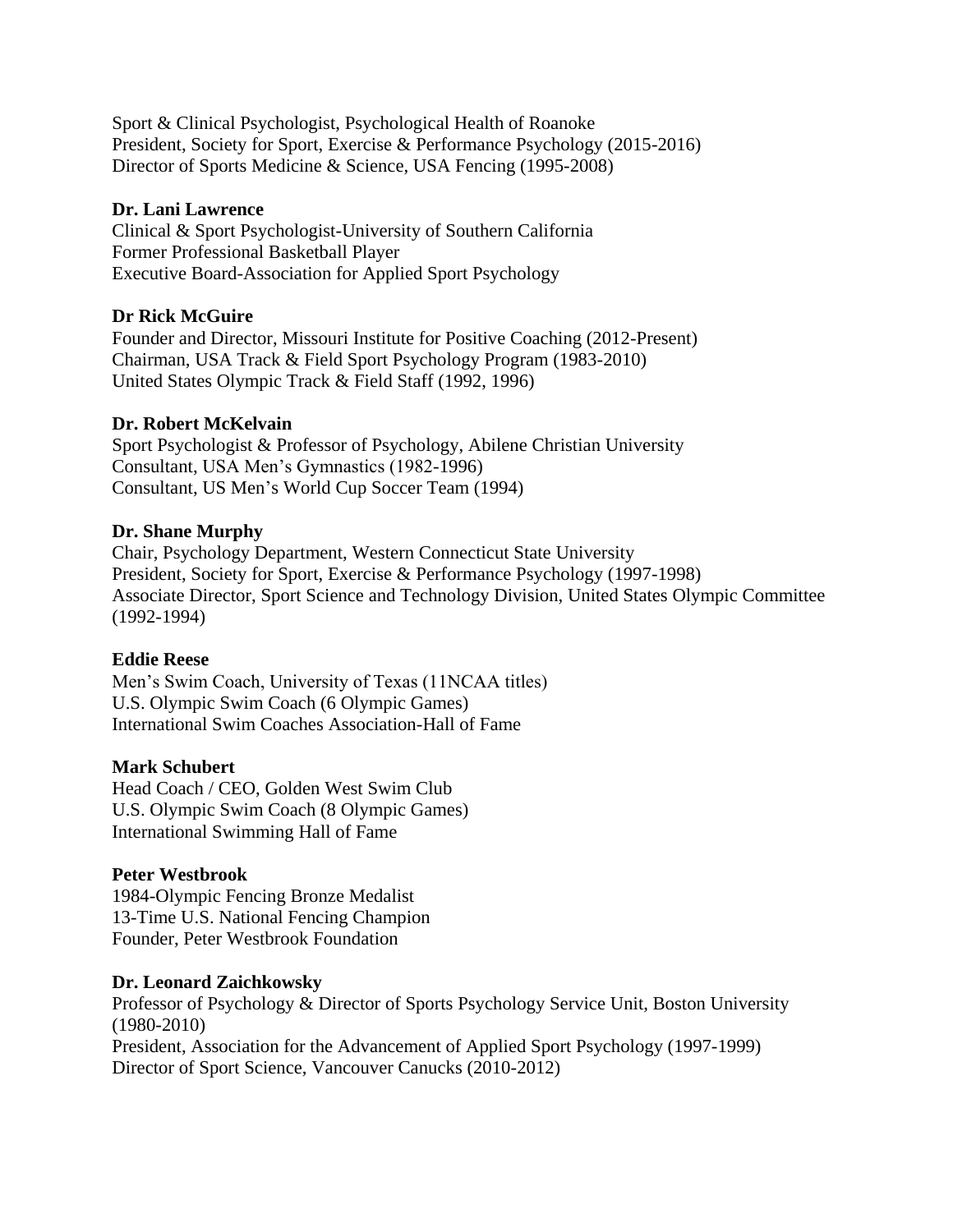Sport & Clinical Psychologist, Psychological Health of Roanoke
President, Society for Sport, Exercise & Performance Psychology (2015-2016)
Director of Sports Medicine & Science, USA Fencing (1995-2008)

**Dr. Lani Lawrence**
Clinical & Sport Psychologist-University of Southern California
Former Professional Basketball Player
Executive Board-Association for Applied Sport Psychology

**Dr Rick McGuire**
Founder and Director, Missouri Institute for Positive Coaching (2012-Present)
Chairman, USA Track & Field Sport Psychology Program (1983-2010)
United States Olympic Track & Field Staff (1992, 1996)

**Dr. Robert McKelvain**
Sport Psychologist & Professor of Psychology, Abilene Christian University
Consultant, USA Men's Gymnastics (1982-1996)
Consultant, US Men's World Cup Soccer Team (1994)

**Dr. Shane Murphy**
Chair, Psychology Department, Western Connecticut State University
President, Society for Sport, Exercise & Performance Psychology (1997-1998)
Associate Director, Sport Science and Technology Division, United States Olympic Committee (1992-1994)

**Eddie Reese**
Men's Swim Coach, University of Texas (11NCAA titles)
U.S. Olympic Swim Coach (6 Olympic Games)
International Swim Coaches Association-Hall of Fame

**Mark Schubert**
Head Coach / CEO, Golden West Swim Club
U.S. Olympic Swim Coach (8 Olympic Games)
International Swimming Hall of Fame

**Peter Westbrook**
1984-Olympic Fencing Bronze Medalist
13-Time U.S. National Fencing Champion
Founder, Peter Westbrook Foundation

**Dr. Leonard Zaichkowsky**
Professor of Psychology & Director of Sports Psychology Service Unit, Boston University (1980-2010)
President, Association for the Advancement of Applied Sport Psychology (1997-1999)
Director of Sport Science, Vancouver Canucks (2010-2012)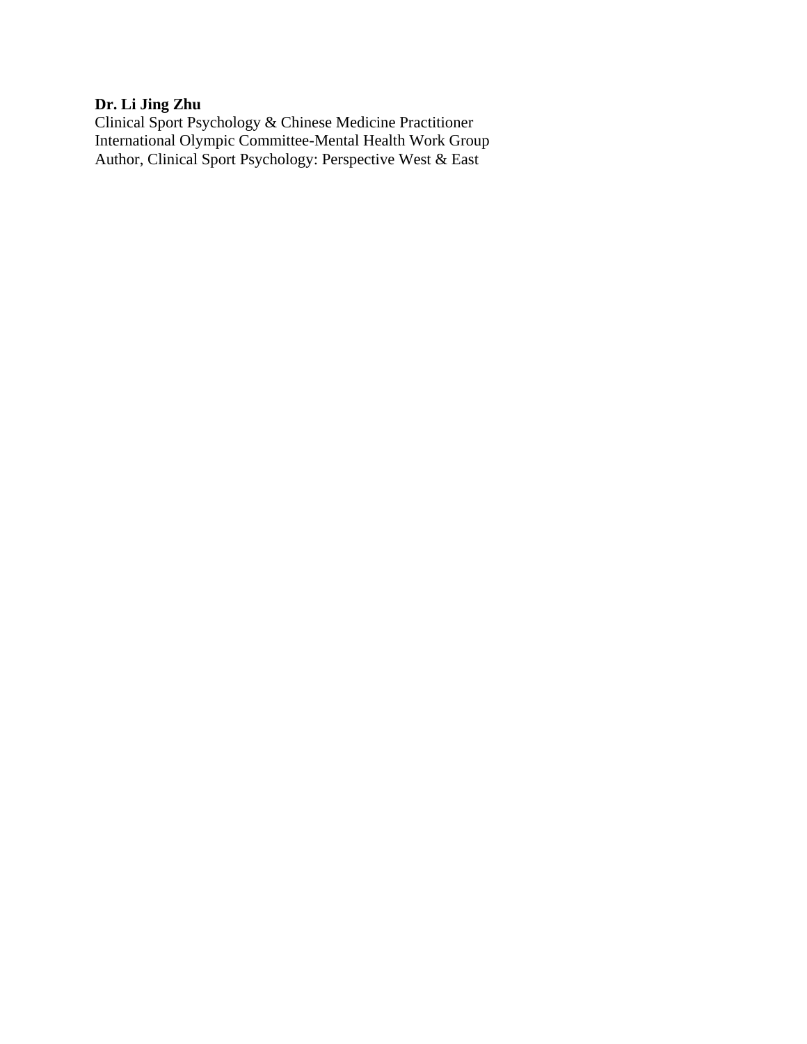**Dr. Li Jing Zhu**  
Clinical Sport Psychology & Chinese Medicine Practitioner  
International Olympic Committee-Mental Health Work Group  
Author, Clinical Sport Psychology: Perspective West & East